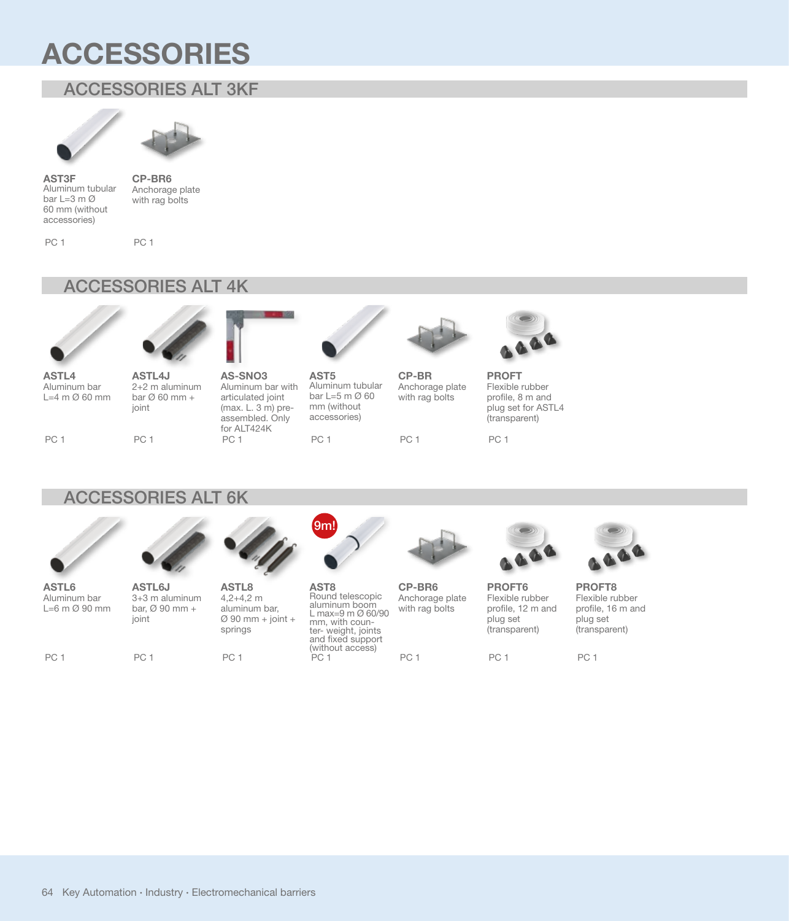# ACCESSORIES

## ACCESSORIES ALT 3KF

| Code | Description | Qty |
|---|---|---|
| **AST3F** | Aluminum tubular bar L=3 m Ø 60 mm (without accessories) | PC 1 |
| **CP-BR6** | Anchorage plate with rag bolts | PC 1 |

## ACCESSORIES ALT 4K

| Code | Description | Qty |
|---|---|---|
| **ASTL4** | Aluminum bar L=4 m Ø 60 mm | PC 1 |
| **ASTL4J** | 2+2 m aluminum bar Ø 60 mm + joint | PC 1 |
| **AS-SNO3** | Aluminum bar with articulated joint (max. L. 3 m) pre-assembled. Only for ALT424K | PC 1 |
| **AST5** | Aluminum tubular bar L=5 m Ø 60 mm (without accessories) | PC 1 |
| **CP-BR** | Anchorage plate with rag bolts | PC 1 |
| **PROFT** | Flexible rubber profile, 8 m and plug set for ASTL4 (transparent) | PC 1 |

## ACCESSORIES ALT 6K

| Code | Description | Qty |
|---|---|---|
| **ASTL6** | Aluminum bar L=6 m Ø 90 mm | PC 1 |
| **ASTL6J** | 3+3 m aluminum bar, Ø 90 mm + joint | PC 1 |
| **ASTL8** | 4,2+4,2 m aluminum bar, Ø 90 mm + joint + springs | PC 1 |
| **AST8** (9m!) | Round telescopic aluminum boom L max=9 m Ø 60/90 mm, with counter- weight, joints and fixed support (without access) | PC 1 |
| **CP-BR6** | Anchorage plate with rag bolts | PC 1 |
| **PROFT6** | Flexible rubber profile, 12 m and plug set (transparent) | PC 1 |
| **PROFT8** | Flexible rubber profile, 16 m and plug set (transparent) | PC 1 |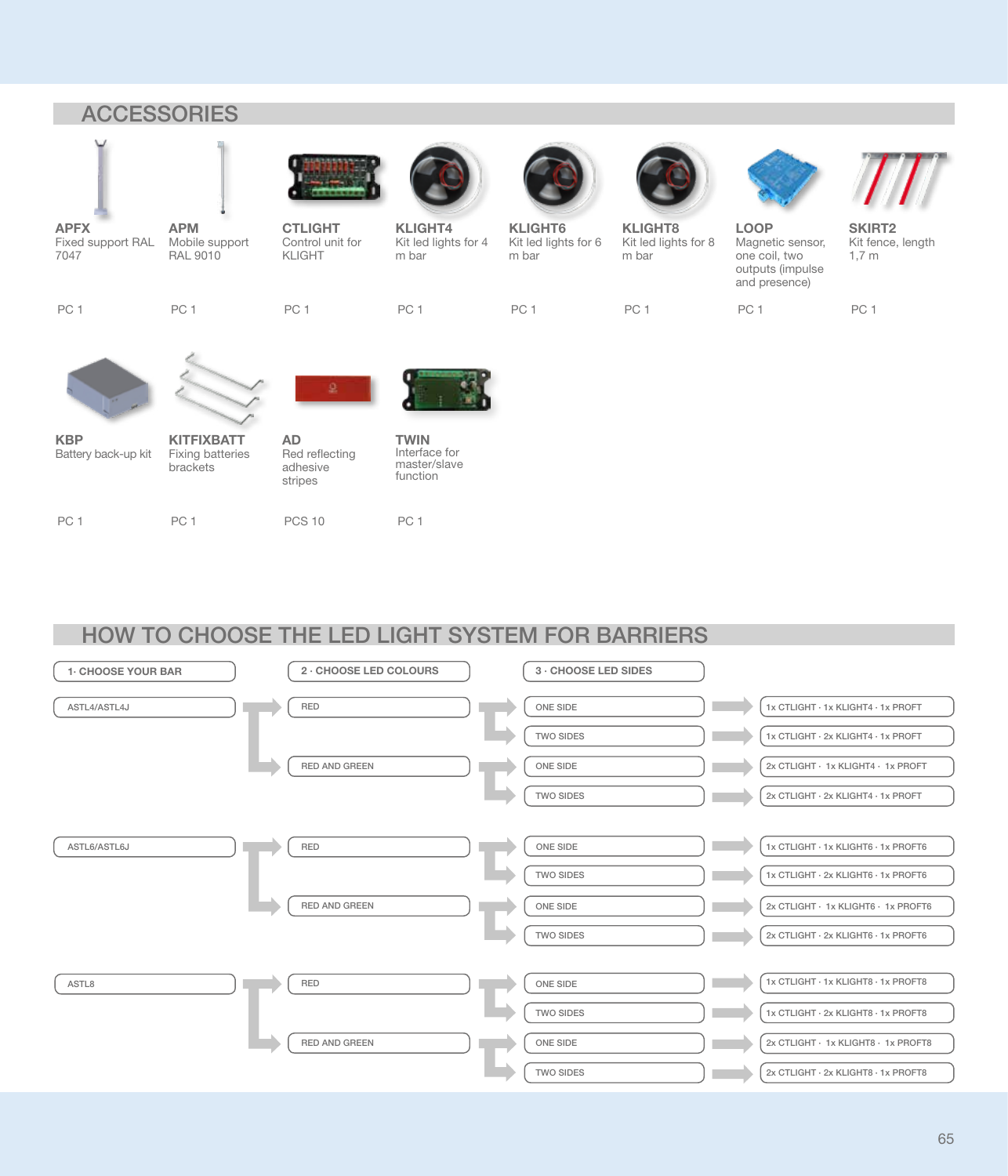## ACCESSORIES

| Code | Description | Qty |
|---|---|---|
| APFX | Fixed support RAL 7047 | PC 1 |
| APM | Mobile support RAL 9010 | PC 1 |
| CTLIGHT | Control unit for KLIGHT | PC 1 |
| KLIGHT4 | Kit led lights for 4 m bar | PC 1 |
| KLIGHT6 | Kit led lights for 6 m bar | PC 1 |
| KLIGHT8 | Kit led lights for 8 m bar | PC 1 |
| LOOP | Magnetic sensor, one coil, two outputs (impulse and presence) | PC 1 |
| SKIRT2 | Kit fence, length 1,7 m | PC 1 |
| KBP | Battery back-up kit | PC 1 |
| KITFIXBATT | Fixing batteries brackets | PC 1 |
| AD | Red reflecting adhesive stripes | PCS 10 |
| TWIN | Interface for master/slave function | PC 1 |

## HOW TO CHOOSE THE LED LIGHT SYSTEM FOR BARRIERS

| 1- CHOOSE YOUR BAR | 2 - CHOOSE LED COLOURS | 3 - CHOOSE LED SIDES | |
|---|---|---|---|
| ASTL4/ASTL4J | RED | ONE SIDE | 1x CTLIGHT - 1x KLIGHT4 - 1x PROFT |
| | | TWO SIDES | 1x CTLIGHT - 2x KLIGHT4 - 1x PROFT |
| | RED AND GREEN | ONE SIDE | 2x CTLIGHT - 1x KLIGHT4 - 1x PROFT |
| | | TWO SIDES | 2x CTLIGHT - 2x KLIGHT4 - 1x PROFT |
| ASTL6/ASTL6J | RED | ONE SIDE | 1x CTLIGHT - 1x KLIGHT6 - 1x PROFT6 |
| | | TWO SIDES | 1x CTLIGHT - 2x KLIGHT6 - 1x PROFT6 |
| | RED AND GREEN | ONE SIDE | 2x CTLIGHT - 1x KLIGHT6 - 1x PROFT6 |
| | | TWO SIDES | 2x CTLIGHT - 2x KLIGHT6 - 1x PROFT6 |
| ASTL8 | RED | ONE SIDE | 1x CTLIGHT - 1x KLIGHT8 - 1x PROFT8 |
| | | TWO SIDES | 1x CTLIGHT - 2x KLIGHT8 - 1x PROFT8 |
| | RED AND GREEN | ONE SIDE | 2x CTLIGHT - 1x KLIGHT8 - 1x PROFT8 |
| | | TWO SIDES | 2x CTLIGHT - 2x KLIGHT8 - 1x PROFT8 |